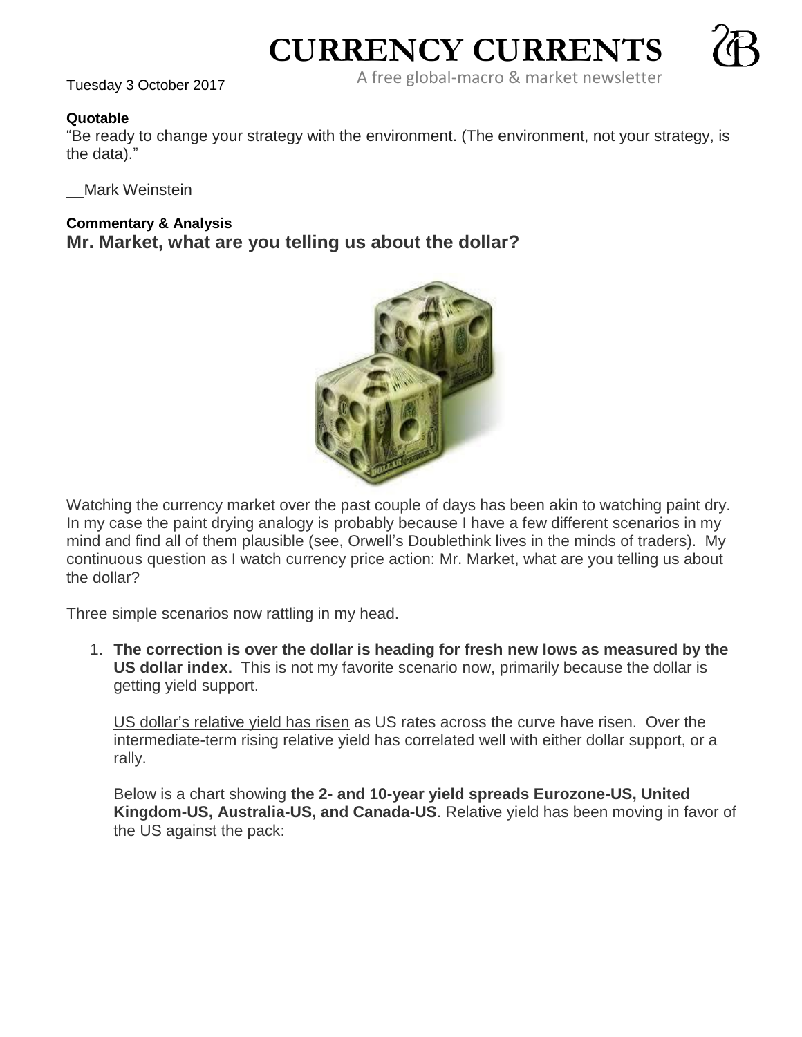# CURRENCY CURRENTS

A free global-macro & market newsletter

Tuesday 3 October 2017

**Quotable**

"Be ready to change your strategy with the environment. (The environment, not your strategy, is the data)."

__Mark Weinstein

**Commentary & Analysis**

## Mr. Market, what are you telling us about the dollar?

Watching the currency market over the past couple of days has been akin to watching paint dry. In my case the paint drying analogy is probably because I have a few different scenarios in my mind and find all of them plausible (see, Orwell's Doublethink lives in the minds of traders). My continuous question as I watch currency price action: Mr. Market, what are you telling us about the dollar?

Three simple scenarios now rattling in my head.

1. **The correction is over the dollar is heading for fresh new lows as measured by the US dollar index.** This is not my favorite scenario now, primarily because the dollar is getting yield support.

   US dollar's relative yield has risen as US rates across the curve have risen. Over the intermediate-term rising relative yield has correlated well with either dollar support, or a rally.

   Below is a chart showing **the 2- and 10-year yield spreads Eurozone-US, United Kingdom-US, Australia-US, and Canada-US**. Relative yield has been moving in favor of the US against the pack: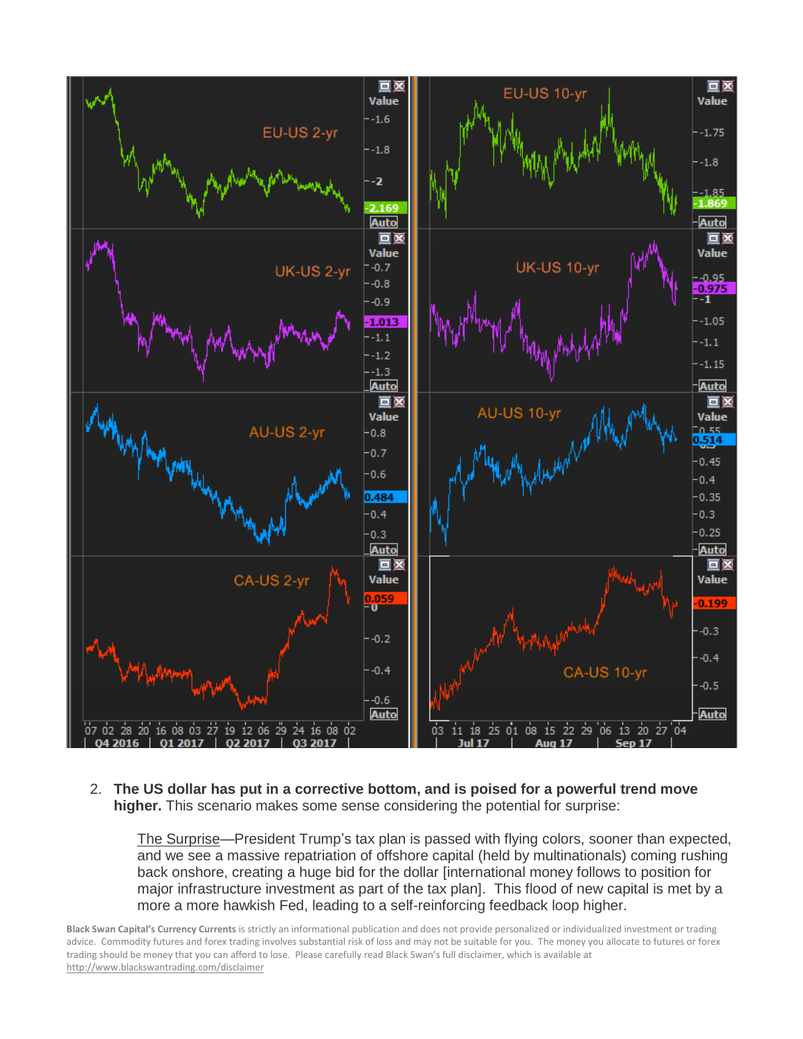2. **The US dollar has put in a corrective bottom, and is poised for a powerful trend move higher.** This scenario makes some sense considering the potential for surprise:

   The Surprise—President Trump's tax plan is passed with flying colors, sooner than expected, and we see a massive repatriation of offshore capital (held by multinationals) coming rushing back onshore, creating a huge bid for the dollar [international money follows to position for major infrastructure investment as part of the tax plan]. This flood of new capital is met by a more a more hawkish Fed, leading to a self-reinforcing feedback loop higher.

**Black Swan Capital's Currency Currents** is strictly an informational publication and does not provide personalized or individualized investment or trading advice. Commodity futures and forex trading involves substantial risk of loss and may not be suitable for you. The money you allocate to futures or forex trading should be money that you can afford to lose. Please carefully read Black Swan's full disclaimer, which is available at http://www.blackswantrading.com/disclaimer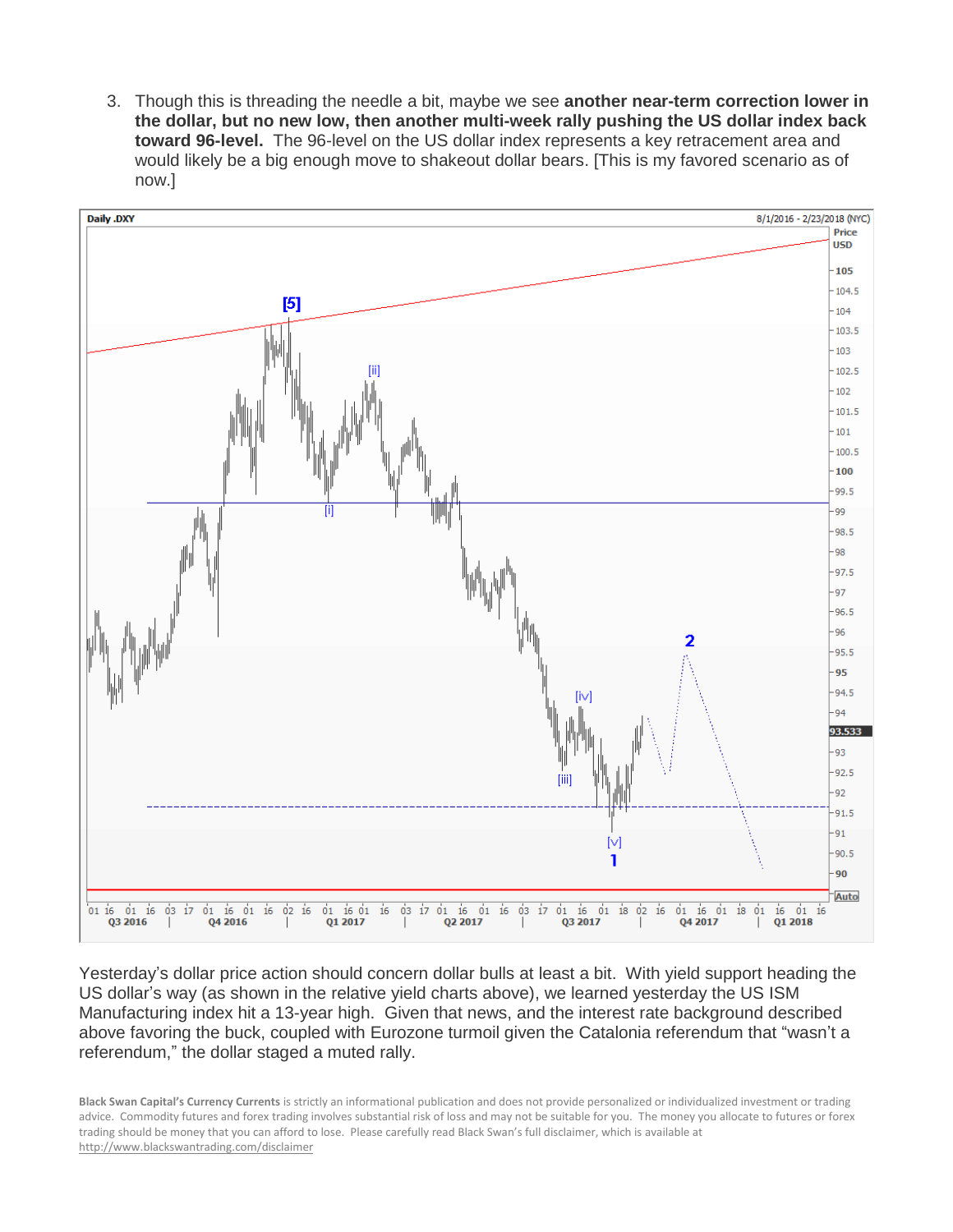3. Though this is threading the needle a bit, maybe we see **another near-term correction lower in the dollar, but no new low, then another multi-week rally pushing the US dollar index back toward 96-level.** The 96-level on the US dollar index represents a key retracement area and would likely be a big enough move to shakeout dollar bears. [This is my favored scenario as of now.]

Yesterday's dollar price action should concern dollar bulls at least a bit. With yield support heading the US dollar's way (as shown in the relative yield charts above), we learned yesterday the US ISM Manufacturing index hit a 13-year high. Given that news, and the interest rate background described above favoring the buck, coupled with Eurozone turmoil given the Catalonia referendum that "wasn't a referendum," the dollar staged a muted rally.

**Black Swan Capital's Currency Currents** is strictly an informational publication and does not provide personalized or individualized investment or trading advice. Commodity futures and forex trading involves substantial risk of loss and may not be suitable for you. The money you allocate to futures or forex trading should be money that you can afford to lose. Please carefully read Black Swan's full disclaimer, which is available at http://www.blackswantrading.com/disclaimer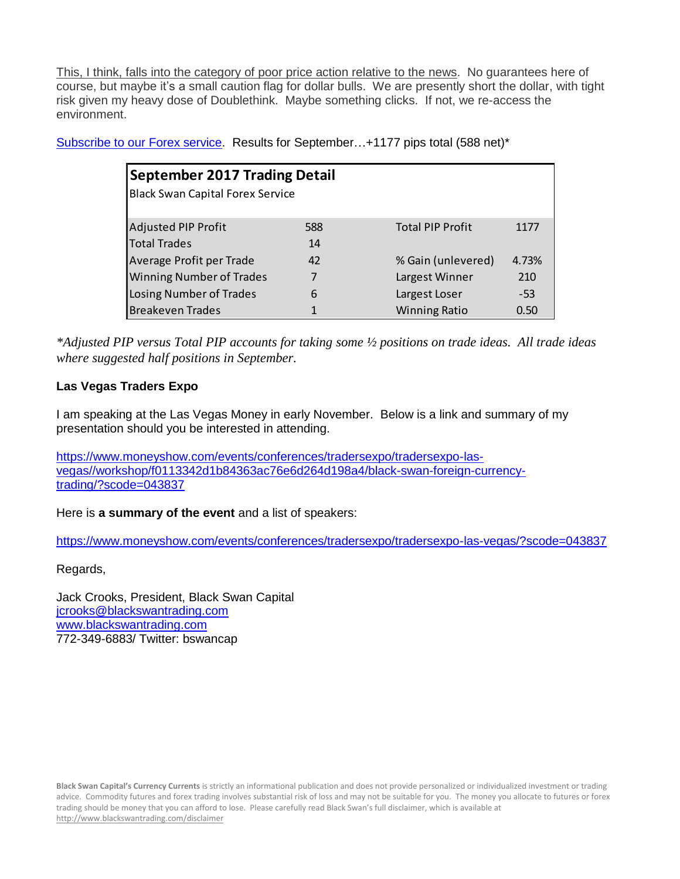This, I think, falls into the category of poor price action relative to the news. No guarantees here of course, but maybe it's a small caution flag for dollar bulls. We are presently short the dollar, with tight risk given my heavy dose of Doublethink. Maybe something clicks. If not, we re-access the environment.

Subscribe to our Forex service. Results for September…+1177 pips total (588 net)*

**September 2017 Trading Detail**

Black Swan Capital Forex Service

| | | | |
|---|---|---|---|
| Adjusted PIP Profit | 588 | Total PIP Profit | 1177 |
| Total Trades | 14 | | |
| Average Profit per Trade | 42 | % Gain (unlevered) | 4.73% |
| Winning Number of Trades | 7 | Largest Winner | 210 |
| Losing Number of Trades | 6 | Largest Loser | -53 |
| Breakeven Trades | 1 | Winning Ratio | 0.50 |

*\*Adjusted PIP versus Total PIP accounts for taking some ½ positions on trade ideas. All trade ideas where suggested half positions in September.*

**Las Vegas Traders Expo**

I am speaking at the Las Vegas Money in early November. Below is a link and summary of my presentation should you be interested in attending.

https://www.moneyshow.com/events/conferences/tradersexpo/tradersexpo-las-vegas//workshop/f0113342d1b84363ac76e6d264d198a4/black-swan-foreign-currency-trading/?scode=043837

Here is **a summary of the event** and a list of speakers:

https://www.moneyshow.com/events/conferences/tradersexpo/tradersexpo-las-vegas/?scode=043837

Regards,

Jack Crooks, President, Black Swan Capital
jcrooks@blackswantrading.com
www.blackswantrading.com
772-349-6883/ Twitter: bswancap

**Black Swan Capital's Currency Currents** is strictly an informational publication and does not provide personalized or individualized investment or trading advice. Commodity futures and forex trading involves substantial risk of loss and may not be suitable for you. The money you allocate to futures or forex trading should be money that you can afford to lose. Please carefully read Black Swan's full disclaimer, which is available at http://www.blackswantrading.com/disclaimer